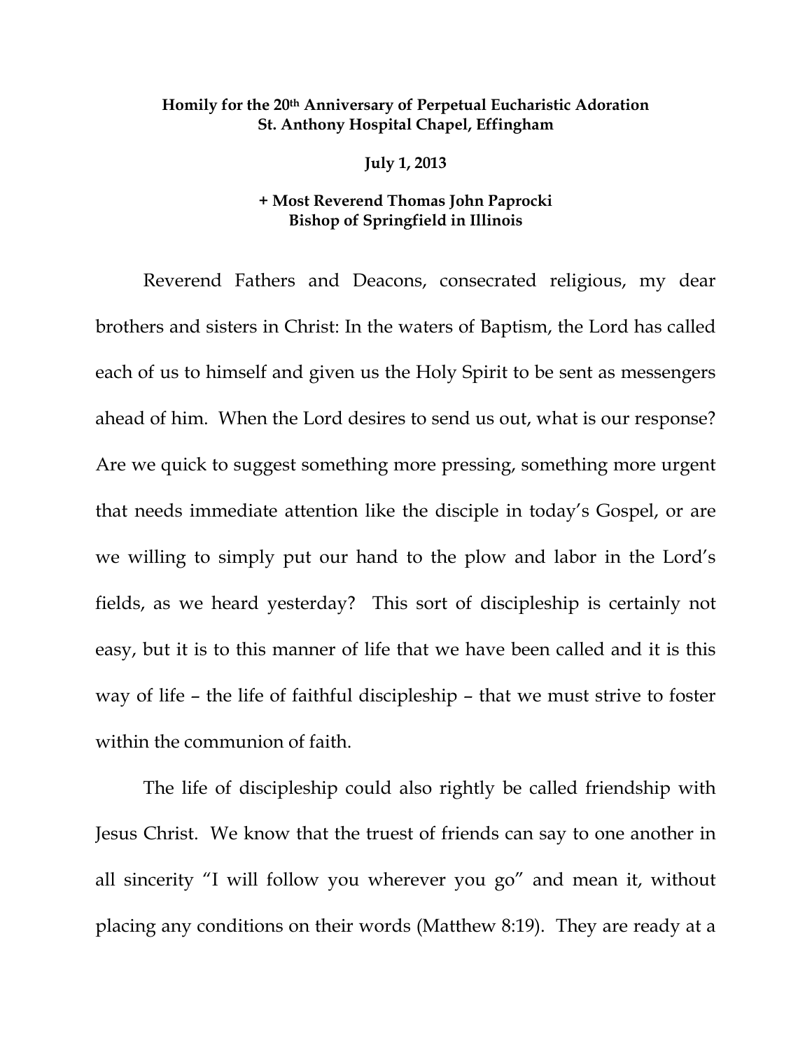**Homily for the 20th Anniversary of Perpetual Eucharistic Adoration**
**St. Anthony Hospital Chapel, Effingham**

**July 1, 2013**

**+ Most Reverend Thomas John Paprocki**
**Bishop of Springfield in Illinois**

Reverend Fathers and Deacons, consecrated religious, my dear brothers and sisters in Christ: In the waters of Baptism, the Lord has called each of us to himself and given us the Holy Spirit to be sent as messengers ahead of him. When the Lord desires to send us out, what is our response? Are we quick to suggest something more pressing, something more urgent that needs immediate attention like the disciple in today's Gospel, or are we willing to simply put our hand to the plow and labor in the Lord's fields, as we heard yesterday? This sort of discipleship is certainly not easy, but it is to this manner of life that we have been called and it is this way of life – the life of faithful discipleship – that we must strive to foster within the communion of faith.

The life of discipleship could also rightly be called friendship with Jesus Christ. We know that the truest of friends can say to one another in all sincerity "I will follow you wherever you go" and mean it, without placing any conditions on their words (Matthew 8:19). They are ready at a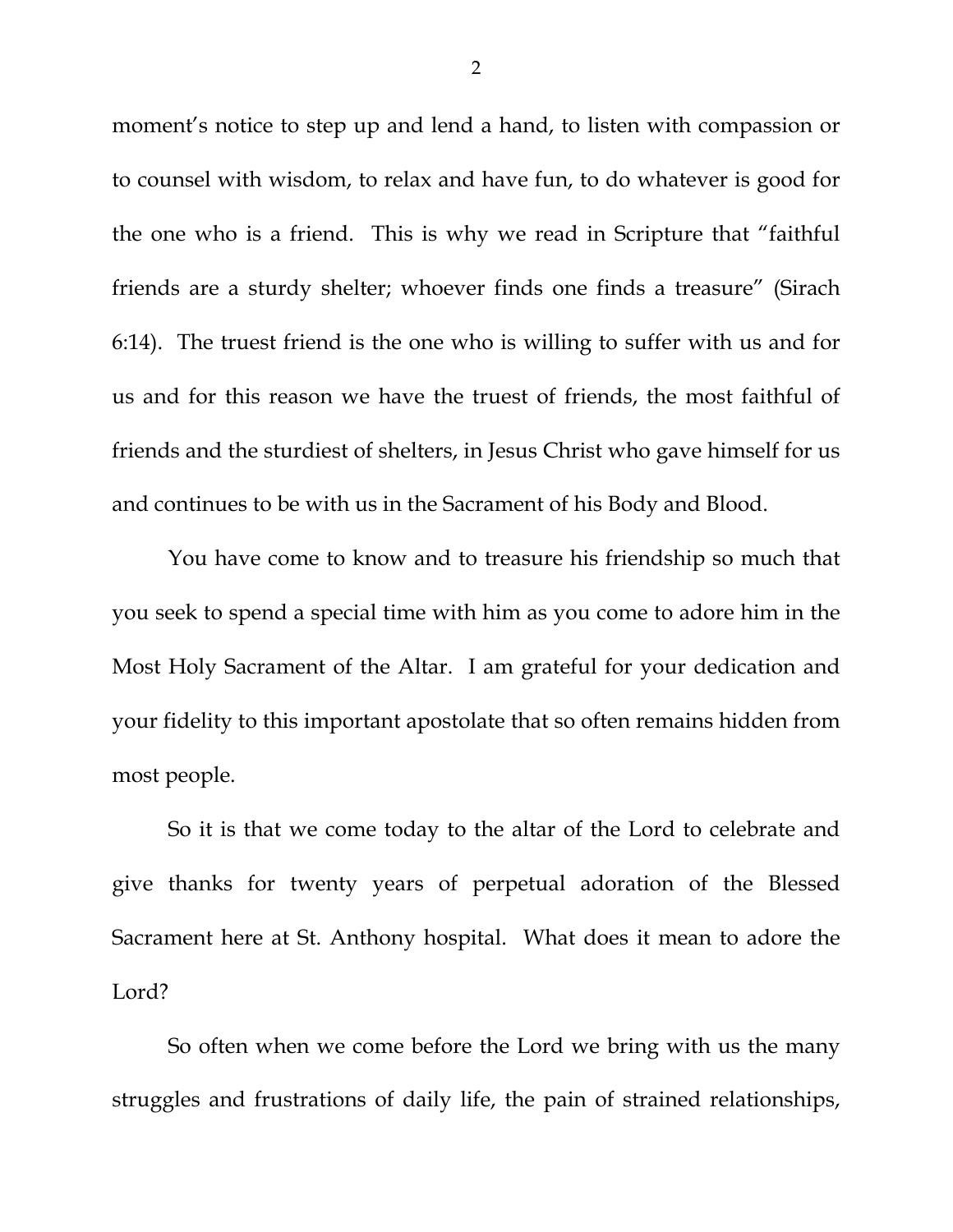moment's notice to step up and lend a hand, to listen with compassion or to counsel with wisdom, to relax and have fun, to do whatever is good for the one who is a friend. This is why we read in Scripture that "faithful friends are a sturdy shelter; whoever finds one finds a treasure" (Sirach 6:14). The truest friend is the one who is willing to suffer with us and for us and for this reason we have the truest of friends, the most faithful of friends and the sturdiest of shelters, in Jesus Christ who gave himself for us and continues to be with us in the Sacrament of his Body and Blood.

You have come to know and to treasure his friendship so much that you seek to spend a special time with him as you come to adore him in the Most Holy Sacrament of the Altar. I am grateful for your dedication and your fidelity to this important apostolate that so often remains hidden from most people.

So it is that we come today to the altar of the Lord to celebrate and give thanks for twenty years of perpetual adoration of the Blessed Sacrament here at St. Anthony hospital. What does it mean to adore the Lord?

So often when we come before the Lord we bring with us the many struggles and frustrations of daily life, the pain of strained relationships,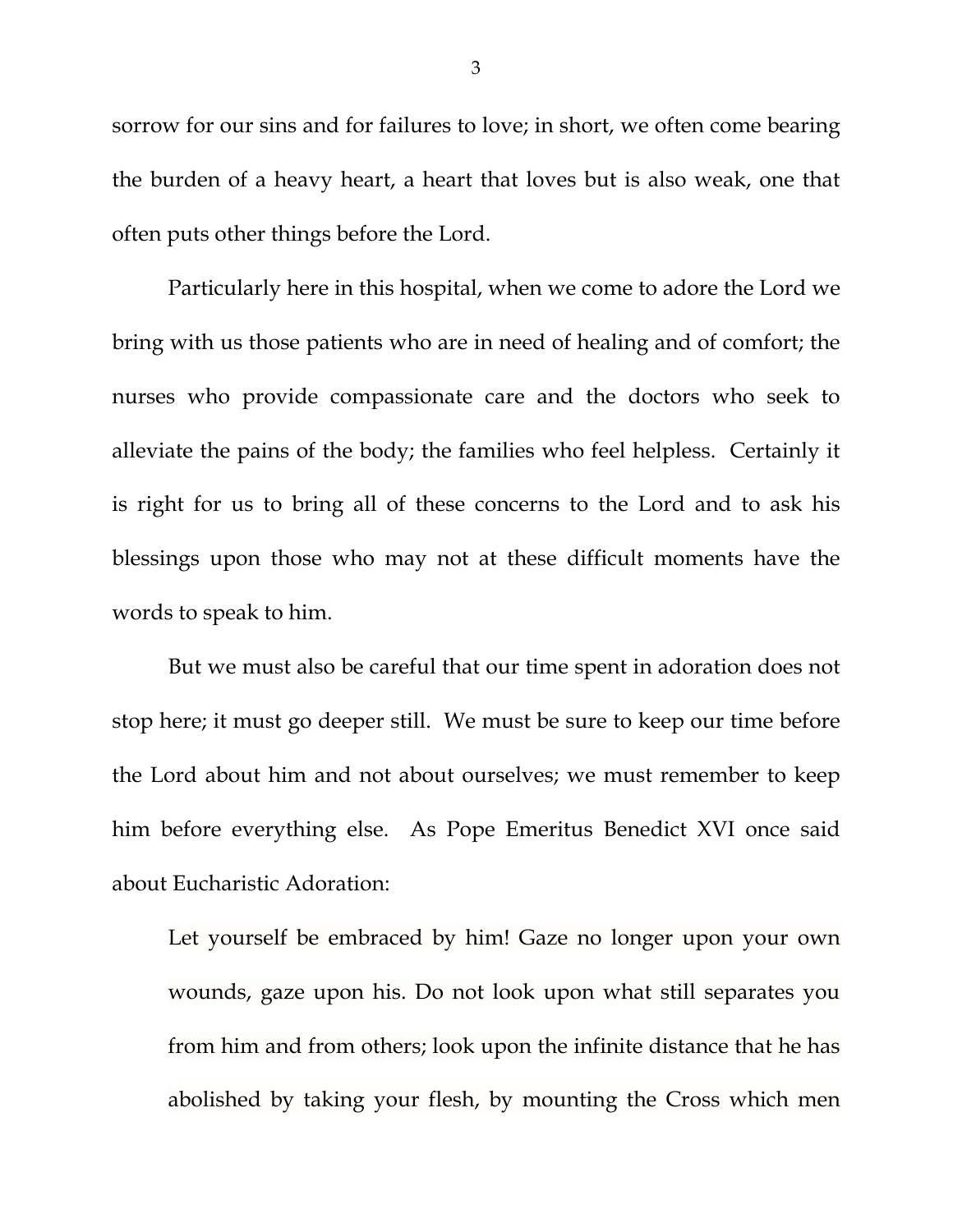sorrow for our sins and for failures to love; in short, we often come bearing the burden of a heavy heart, a heart that loves but is also weak, one that often puts other things before the Lord.

Particularly here in this hospital, when we come to adore the Lord we bring with us those patients who are in need of healing and of comfort; the nurses who provide compassionate care and the doctors who seek to alleviate the pains of the body; the families who feel helpless. Certainly it is right for us to bring all of these concerns to the Lord and to ask his blessings upon those who may not at these difficult moments have the words to speak to him.

But we must also be careful that our time spent in adoration does not stop here; it must go deeper still. We must be sure to keep our time before the Lord about him and not about ourselves; we must remember to keep him before everything else. As Pope Emeritus Benedict XVI once said about Eucharistic Adoration:

> Let yourself be embraced by him! Gaze no longer upon your own wounds, gaze upon his. Do not look upon what still separates you from him and from others; look upon the infinite distance that he has abolished by taking your flesh, by mounting the Cross which men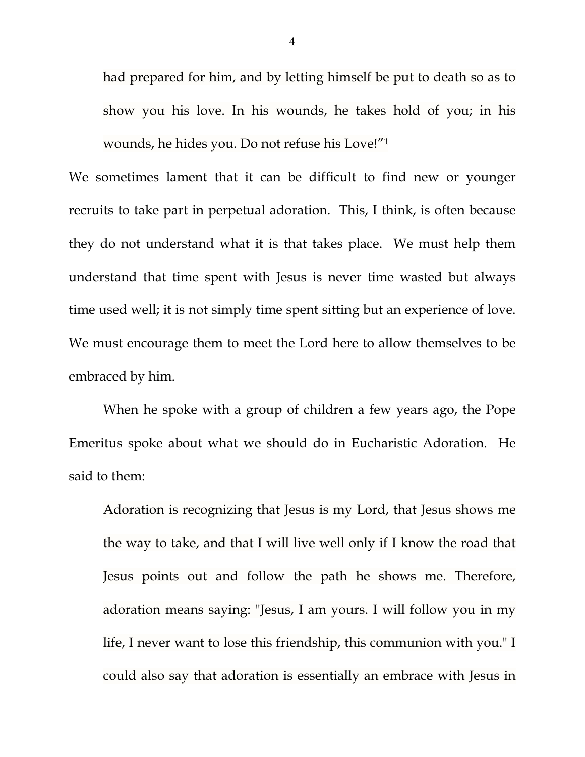> had prepared for him, and by letting himself be put to death so as to show you his love. In his wounds, he takes hold of you; in his wounds, he hides you. Do not refuse his Love!"[1]

We sometimes lament that it can be difficult to find new or younger recruits to take part in perpetual adoration. This, I think, is often because they do not understand what it is that takes place. We must help them understand that time spent with Jesus is never time wasted but always time used well; it is not simply time spent sitting but an experience of love. We must encourage them to meet the Lord here to allow themselves to be embraced by him.

When he spoke with a group of children a few years ago, the Pope Emeritus spoke about what we should do in Eucharistic Adoration. He said to them:

> Adoration is recognizing that Jesus is my Lord, that Jesus shows me the way to take, and that I will live well only if I know the road that Jesus points out and follow the path he shows me. Therefore, adoration means saying: "Jesus, I am yours. I will follow you in my life, I never want to lose this friendship, this communion with you." I could also say that adoration is essentially an embrace with Jesus in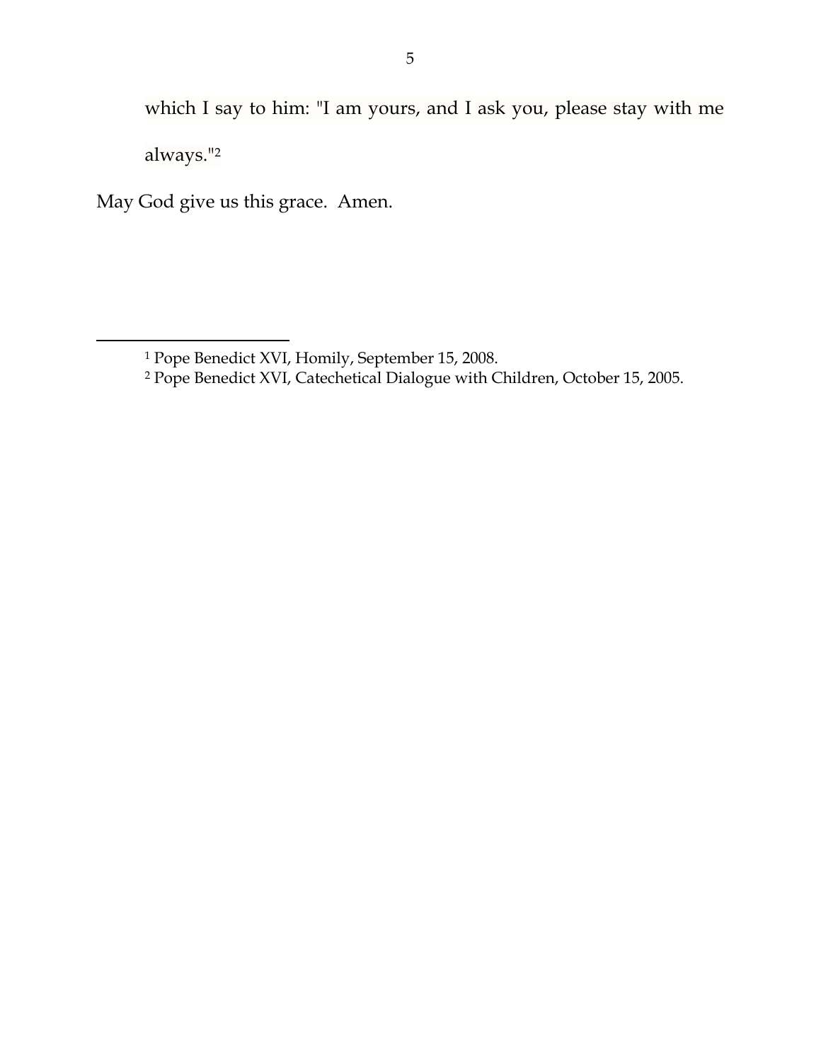> which I say to him: "I am yours, and I ask you, please stay with me always."[2]

May God give us this grace. Amen.

---

[1] Pope Benedict XVI, Homily, September 15, 2008.

[2] Pope Benedict XVI, Catechetical Dialogue with Children, October 15, 2005.